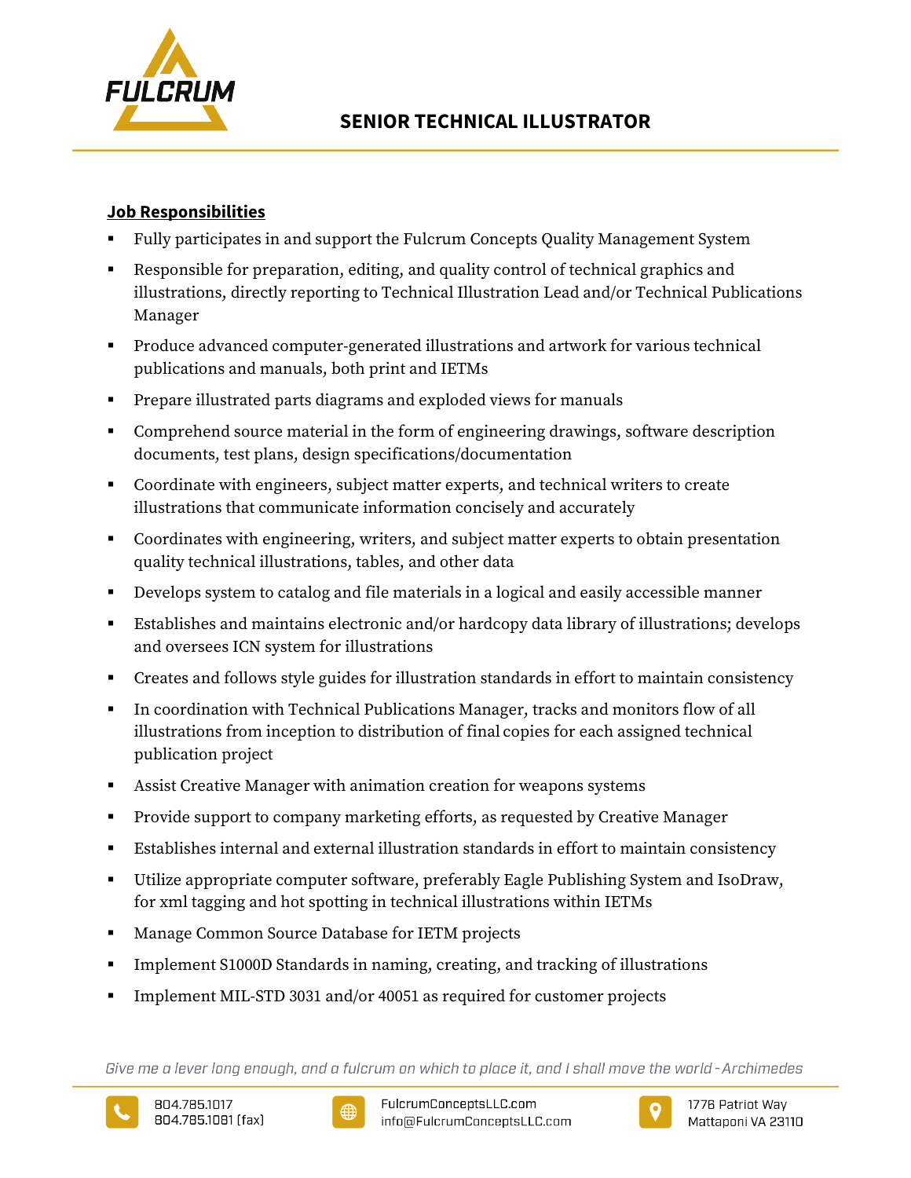# SENIOR TECHNICAL ILLUSTRATOR

## Job Responsibilities

- Fully participates in and support the Fulcrum Concepts Quality Management System
- Responsible for preparation, editing, and quality control of technical graphics and illustrations, directly reporting to Technical Illustration Lead and/or Technical Publications Manager
- Produce advanced computer-generated illustrations and artwork for various technical publications and manuals, both print and IETMs
- Prepare illustrated parts diagrams and exploded views for manuals
- Comprehend source material in the form of engineering drawings, software description documents, test plans, design specifications/documentation
- Coordinate with engineers, subject matter experts, and technical writers to create illustrations that communicate information concisely and accurately
- Coordinates with engineering, writers, and subject matter experts to obtain presentation quality technical illustrations, tables, and other data
- Develops system to catalog and file materials in a logical and easily accessible manner
- Establishes and maintains electronic and/or hardcopy data library of illustrations; develops and oversees ICN system for illustrations
- Creates and follows style guides for illustration standards in effort to maintain consistency
- In coordination with Technical Publications Manager, tracks and monitors flow of all illustrations from inception to distribution of final copies for each assigned technical publication project
- Assist Creative Manager with animation creation for weapons systems
- Provide support to company marketing efforts, as requested by Creative Manager
- Establishes internal and external illustration standards in effort to maintain consistency
- Utilize appropriate computer software, preferably Eagle Publishing System and IsoDraw, for xml tagging and hot spotting in technical illustrations within IETMs
- Manage Common Source Database for IETM projects
- Implement S1000D Standards in naming, creating, and tracking of illustrations
- Implement MIL-STD 3031 and/or 40051 as required for customer projects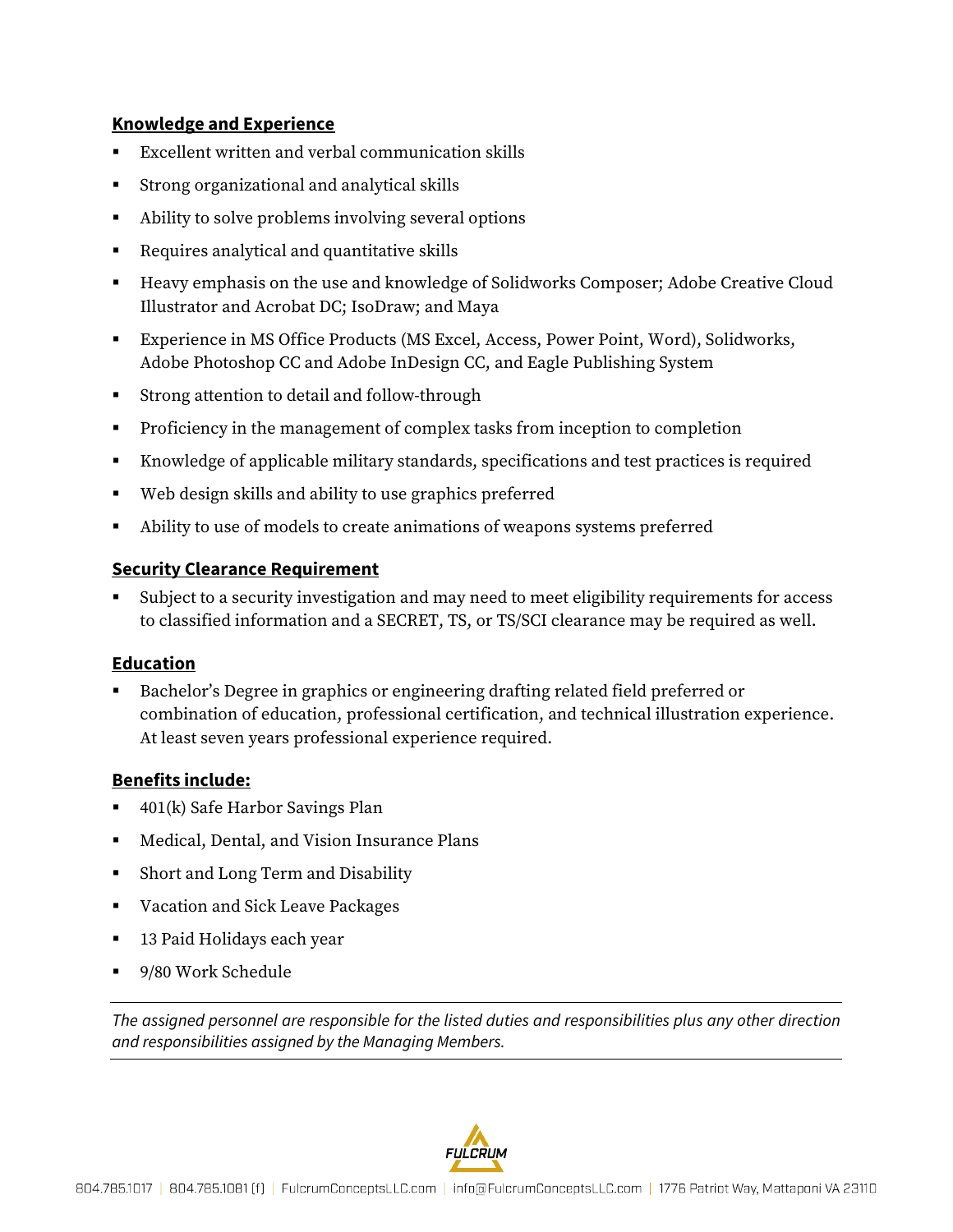## Knowledge and Experience

- Excellent written and verbal communication skills
- Strong organizational and analytical skills
- Ability to solve problems involving several options
- Requires analytical and quantitative skills
- Heavy emphasis on the use and knowledge of Solidworks Composer; Adobe Creative Cloud Illustrator and Acrobat DC; IsoDraw; and Maya
- Experience in MS Office Products (MS Excel, Access, Power Point, Word), Solidworks, Adobe Photoshop CC and Adobe InDesign CC, and Eagle Publishing System
- Strong attention to detail and follow-through
- Proficiency in the management of complex tasks from inception to completion
- Knowledge of applicable military standards, specifications and test practices is required
- Web design skills and ability to use graphics preferred
- Ability to use of models to create animations of weapons systems preferred

## Security Clearance Requirement

- Subject to a security investigation and may need to meet eligibility requirements for access to classified information and a SECRET, TS, or TS/SCI clearance may be required as well.

## Education

- Bachelor's Degree in graphics or engineering drafting related field preferred or combination of education, professional certification, and technical illustration experience. At least seven years professional experience required.

## Benefits include:

- 401(k) Safe Harbor Savings Plan
- Medical, Dental, and Vision Insurance Plans
- Short and Long Term and Disability
- Vacation and Sick Leave Packages
- 13 Paid Holidays each year
- 9/80 Work Schedule

---

*The assigned personnel are responsible for the listed duties and responsibilities plus any other direction and responsibilities assigned by the Managing Members.*

---

FULCRUM

804.785.1017 | 804.785.1081 (f) | FulcrumConceptsLLC.com | info@FulcrumConceptsLLC.com | 1776 Patriot Way, Mattaponi VA 23110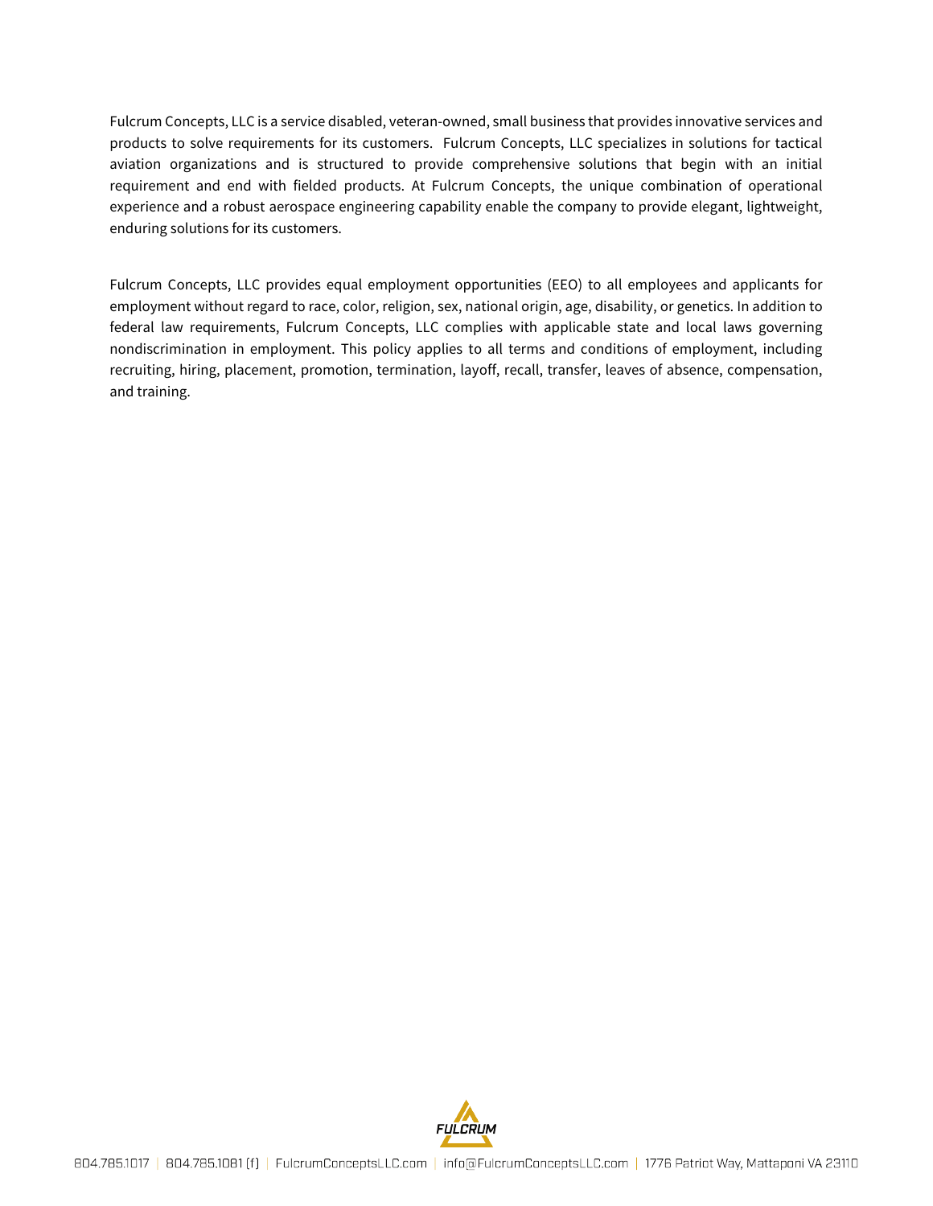Fulcrum Concepts, LLC is a service disabled, veteran-owned, small business that provides innovative services and products to solve requirements for its customers. Fulcrum Concepts, LLC specializes in solutions for tactical aviation organizations and is structured to provide comprehensive solutions that begin with an initial requirement and end with fielded products. At Fulcrum Concepts, the unique combination of operational experience and a robust aerospace engineering capability enable the company to provide elegant, lightweight, enduring solutions for its customers.

Fulcrum Concepts, LLC provides equal employment opportunities (EEO) to all employees and applicants for employment without regard to race, color, religion, sex, national origin, age, disability, or genetics. In addition to federal law requirements, Fulcrum Concepts, LLC complies with applicable state and local laws governing nondiscrimination in employment. This policy applies to all terms and conditions of employment, including recruiting, hiring, placement, promotion, termination, layoff, recall, transfer, leaves of absence, compensation, and training.